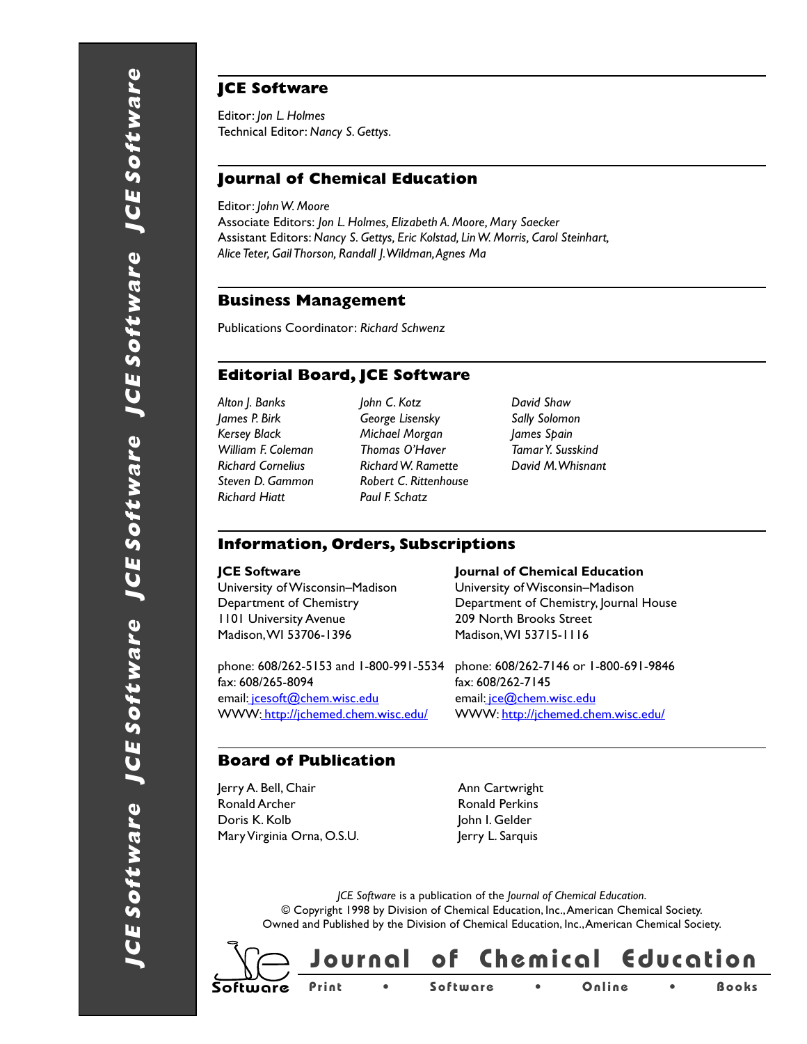## JCE Software

Editor: *Jon L. Holmes*
Technical Editor: *Nancy S. Gettys.*

## Journal of Chemical Education

Editor: *John W. Moore*
Associate Editors: *Jon L. Holmes, Elizabeth A. Moore, Mary Saecker*
Assistant Editors: *Nancy S. Gettys, Eric Kolstad, Lin W. Morris, Carol Steinhart, Alice Teter, Gail Thorson, Randall J. Wildman, Agnes Ma*

## Business Management

Publications Coordinator: *Richard Schwenz*

## Editorial Board, JCE Software

*Alton J. Banks*
*James P. Birk*
*Kersey Black*
*William F. Coleman*
*Richard Cornelius*
*Steven D. Gammon*
*Richard Hiatt*
*John C. Kotz*
*George Lisensky*
*Michael Morgan*
*Thomas O'Haver*
*Richard W. Ramette*
*Robert C. Rittenhouse*
*Paul F. Schatz*
*David Shaw*
*Sally Solomon*
*James Spain*
*Tamar Y. Susskind*
*David M. Whisnant*

## Information, Orders, Subscriptions

**JCE Software**
University of Wisconsin–Madison
Department of Chemistry
1101 University Avenue
Madison, WI 53706-1396

phone: 608/262-5153 and 1-800-991-5534
fax: 608/265-8094
email: jcesoft@chem.wisc.edu
WWW: http://jchemed.chem.wisc.edu/

**Journal of Chemical Education**
University of Wisconsin–Madison
Department of Chemistry, Journal House
209 North Brooks Street
Madison, WI 53715-1116

phone: 608/262-7146 or 1-800-691-9846
fax: 608/262-7145
email: jce@chem.wisc.edu
WWW: http://jchemed.chem.wisc.edu/

## Board of Publication

Jerry A. Bell, Chair
Ronald Archer
Doris K. Kolb
Mary Virginia Orna, O.S.U.
Ann Cartwright
Ronald Perkins
John I. Gelder
Jerry L. Sarquis

*JCE Software* is a publication of the *Journal of Chemical Education.*
© Copyright 1998 by Division of Chemical Education, Inc., American Chemical Society.
Owned and Published by the Division of Chemical Education, Inc., American Chemical Society.

JCE Software — Journal of Chemical Education
Print • Software • Online • Books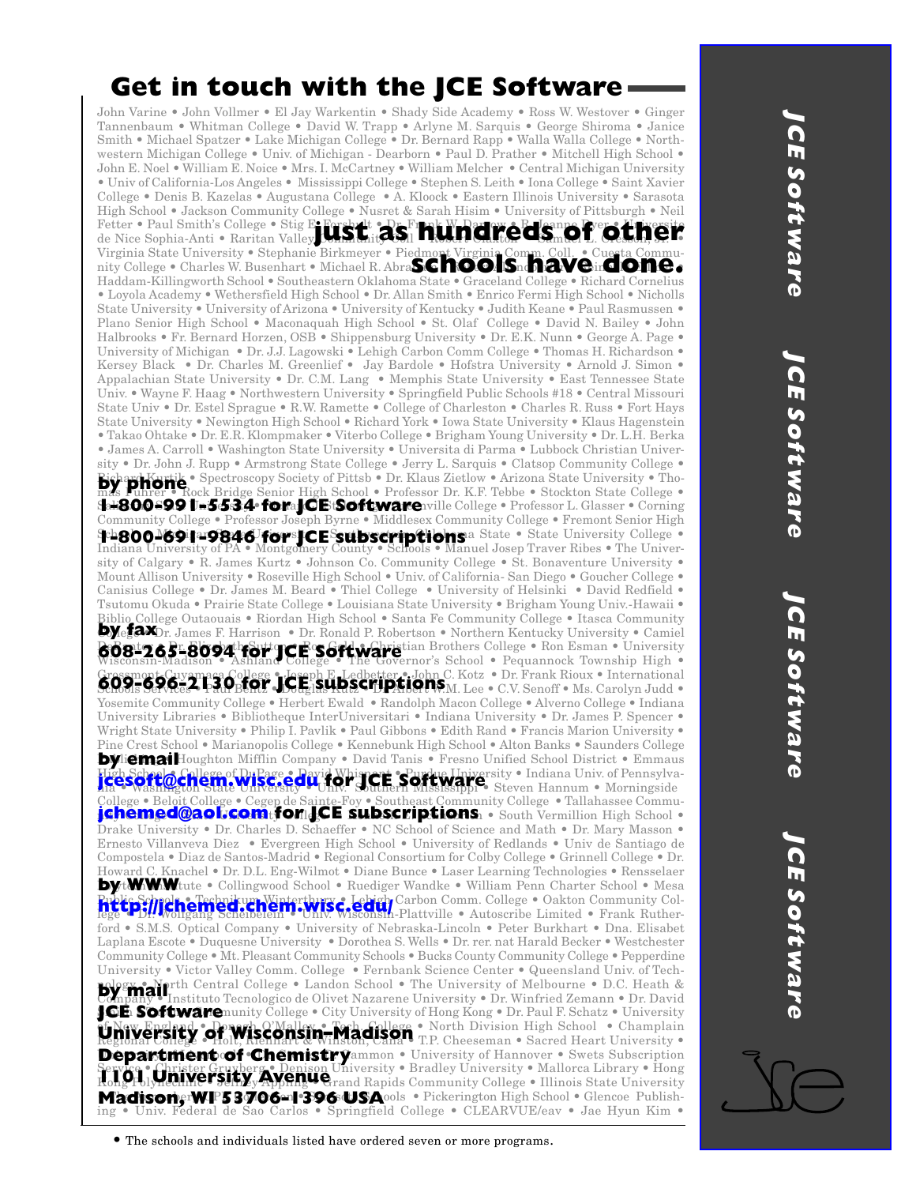# Get in touch with the JCE Software

John Varine • John Vollmer • El Jay Warkentin • Shady Side Academy • Ross W. Westover • Ginger Tannenbaum • Whitman College • David W. Trapp • Arlyne M. Sarquis • George Shiroma • Janice Smith • Michael Spatzer • Lake Michigan College • Dr. Bernard Rapp • Walla Walla College • Northwestern Michigan College • Univ. of Michigan - Dearborn • Paul D. Prather • Mitchell High School • John E. Noel • William E. Noice • Mrs. I. McCartney • William Melcher • Central Michigan University • Univ of California-Los Angeles • Mississippi College • Stephen S. Leith • Iona College • Saint Xavier College • Denis B. Kazelas • Augustana College • A. Kloock • Eastern Illinois University • Sarasota High School • Jackson Community College • Nusret & Sarah Hisim • University of Pittsburgh • Neil Fetter • Paul Smith's College • Stig ... • Dr. Frank W. Darrow • ... • Université de Nice Sophia-Anti • Raritan Valley Community Coll • Robert Clayton • Samuel L. Cresson, Jr. • Virginia State University • Stephanie Birkmeyer • Piedmont Virginia Comm. Coll. • Cuesta Community College • Charles W. Busenhart • Michael R. Abra... • Haddam-Killingworth School • Southeastern Oklahoma State • Graceland College • Richard Cornelius • Loyola Academy • Wethersfield High School • Dr. Allan Smith • Enrico Fermi High School • Nicholls State University • University of Arizona • University of Kentucky • Judith Keane • Paul Rasmussen • Plano Senior High School • Maconaquah High School • St. Olaf College • David N. Bailey • John Halbrooks • Fr. Bernard Horzen, OSB • Shippensburg University • Dr. E.K. Nunn • George A. Page • University of Michigan • Dr. J.J. Lagowski • Lehigh Carbon Comm College • Thomas H. Richardson • Kersey Black • Dr. Charles M. Greenlief • Jay Bardole • Hofstra University • Arnold J. Simon • Appalachian State University • Dr. C.M. Lang • Memphis State University • East Tennessee State Univ. • Wayne F. Haag • Northwestern University • Springfield Public Schools #18 • Central Missouri State Univ • Dr. Estel Sprague • R.W. Ramette • College of Charleston • Charles R. Russ • Fort Hays State University • Newington High School • Richard York • Iowa State University • Klaus Hagenstein • Takao Ohtake • Dr. E.R. Klompmaker • Viterbo College • Brigham Young University • Dr. L.H. Berka • James A. Carroll • Washington State University • Universita di Parma • Lubbock Christian University • Dr. John J. Rupp • Armstrong State College • Jerry L. Sarquis • Clatsop Community College • Richard Kostik • Spectroscopy Society of Pittsb • Dr. Klaus Zietlow • Arizona State University • Thomas Fuhrer • Rock Bridge Senior High School • Professor Dr. K.F. Tebbe • Stockton State College • ... ville College • Professor L. Glasser • Corning Community College • Professor Joseph Byrne • Middlesex Community College • Fremont Senior High ... State • State University College • Indiana University of PA • Montgomery County Schools • Manuel Josep Traver Ribes • The University of Calgary • R. James Kurtz • Johnson Co. Community College • St. Bonaventure University • Mount Allison University • Roseville High School • Univ. of California- San Diego • Goucher College • Canisius College • Dr. James M. Beard • Thiel College • University of Helsinki • David Redfield • Tsutomu Okuda • Prairie State College • Louisiana State University • Brigham Young Univ.-Hawaii • Biblio College Outaouais • Riordan High School • Santa Fe Community College • Itasca Community College • Dr. James F. Harrison • Dr. Ronald P. Robertson • Northern Kentucky University • Camiel ... • Christian Brothers College • Ron Esman • University Wisconsin-Madison • Ashland College • The Governor's School • Pequannock Township High • Grossmont-Cuyamaca College • Joseph F. Ledbetter • John C. Kotz • Dr. Frank Rioux • International Schools Services • Paul Beltz • Douglas Kutz • ... W.M. Lee • C.V. Senoff • Ms. Carolyn Judd • Yosemite Community College • Herbert Ewald • Randolph Macon College • Alverno College • Indiana University Libraries • Bibliotheque InterUniversitari • Indiana University • Dr. James P. Spencer • Wright State University • Philip I. Pavlik • Paul Gibbons • Edith Rand • Francis Marion University • Pine Crest School • Marianopolis College • Kennebunk High School • Alton Banks • Saunders College • ... Houghton Mifflin Company • David Tanis • Fresno Unified School District • Emmaus High School • College of DuPage • David Whisnant • Purdue University • Indiana Univ. of Pennsylvania • Washington State University • Univ. Southern Mississippi • Steven Hannum • Morningside College • Beloit College • Cegep de Sainte-Foy • Southeast Community College • Tallahassee Community ... • South Vermillion High School • Drake University • Dr. Charles D. Schaeffer • NC School of Science and Math • Dr. Mary Masson • Ernesto Villanveva Diez • Evergreen High School • University of Redlands • Univ de Santiago de Compostela • Diaz de Santos-Madrid • Regional Consortium for Colby College • Grinnell College • Dr. Howard C. Knachel • Dr. D.L. Eng-Wilmot • Diane Bunce • Laser Learning Technologies • Rensselaer Polytechnic Institute • Collingwood School • Ruediger Wandke • William Penn Charter School • Mesa Public Schools • Technikum Winterthur • Lehigh Carbon Comm. College • Oakton Community College • Dr. Wolfgang Scheibelein • Univ. Wisconsin-Plattville • Autoscribe Limited • Frank Rutherford • S.M.S. Optical Company • University of Nebraska-Lincoln • Peter Burkhart • Dna. Elisabet Laplana Escote • Duquesne University • Dorothea S. Wells • Dr. rer. nat Harald Becker • Westchester Community College • Mt. Pleasant Community Schools • Bucks County Community College • Pepperdine University • Victor Valley Comm. College • Fernbank Science Center • Queensland Univ. of Technology • North Central College • Landon School • The University of Melbourne • D.C. Heath & Company • Instituto Tecnologico de Olivet Nazarene University • Dr. Winfried Zemann • Dr. David ... Community College • City University of Hong Kong • Dr. Paul F. Schatz • University of New England • Donagh O'Malley • Tech. College • North Division High School • Champlain Regional College • Holt, Rinehart & Winston, Canada • T.P. Cheeseman • Sacred Heart University • ... Gammon • University of Hannover • Swets Subscription Service • Christer Gruvberg • Denison University • Bradley University • Mallorca Library • Hong Kong Polytechnic • ... Appling • Grand Rapids Community College • Illinois State University • ... Schools • Pickerington High School • Glencoe Publishing • Univ. Federal de Sao Carlos • Springfield College • CLEARVUE/eav • Jae Hyun Kim •

## just as hundreds of other schools have done.

**by phone**
**1-800-991-5534 for JCE Software**
**1-800-691-9846 for JCE subscriptions**

**by fax**
**608-265-8094 for JCE Software**
**609-696-2130 for JCE subscriptions**

**by email**
**jcesoft@chem.wisc.edu for JCE Software**
**jchemed@aol.com for JCE subscriptions**

**by WWW**
**http://jchemed.chem.wisc.edu/**

**by mail**
**JCE Software**
**University of Wisconsin–Madison**
**Department of Chemistry**
**1101 University Avenue**
**Madison, WI 53706-1396 USA**

• The schools and individuals listed have ordered seven or more programs.

JCE Software JCE Software JCE Software JCE Software